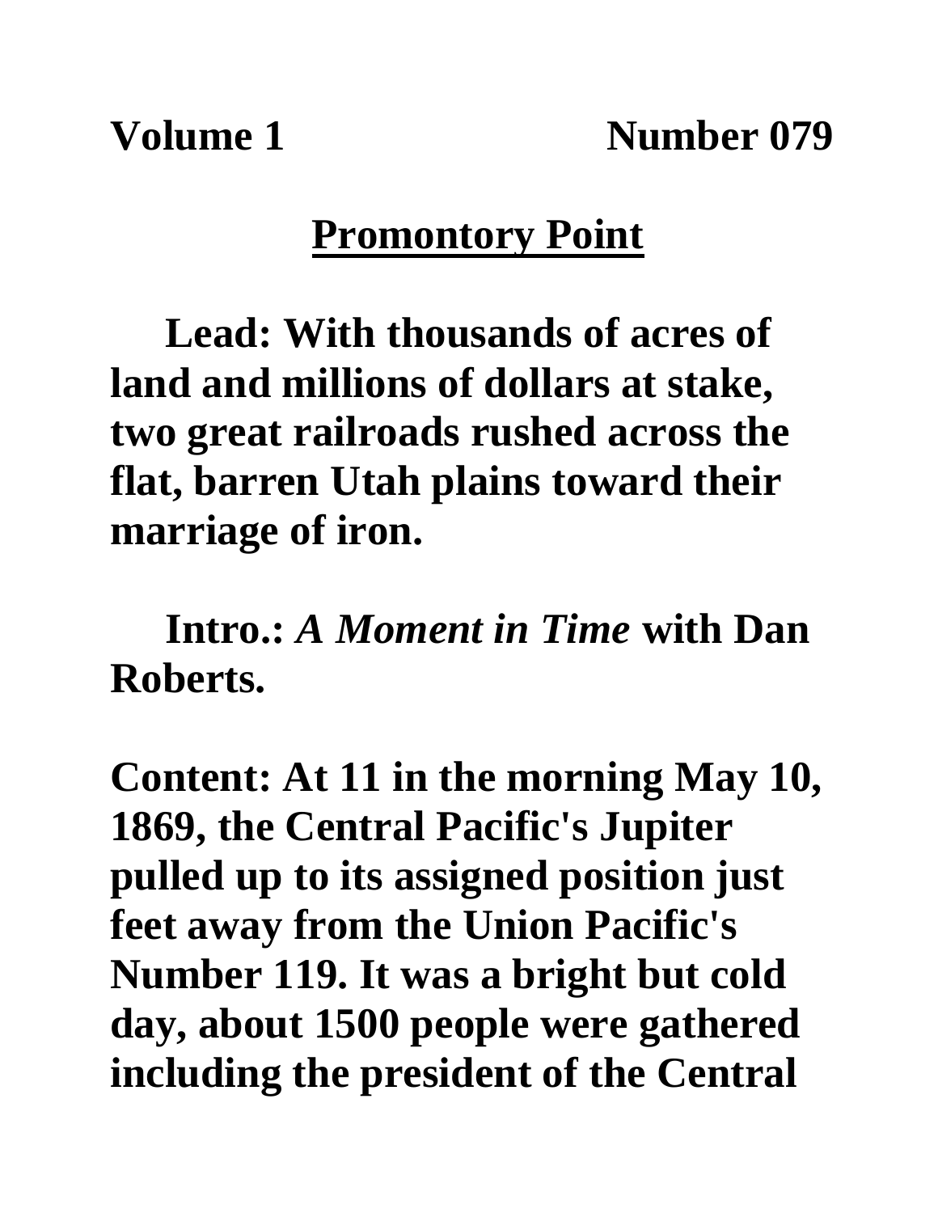**Volume 1 Number 079**

# Promontory Point

**Lead: With thousands of acres of land and millions of dollars at stake, two great railroads rushed across the flat, barren Utah plains toward their marriage of iron.**

**Intro.: *A Moment in Time* with Dan Roberts.**

**Content: At 11 in the morning May 10, 1869, the Central Pacific's Jupiter pulled up to its assigned position just feet away from the Union Pacific's Number 119. It was a bright but cold day, about 1500 people were gathered including the president of the Central**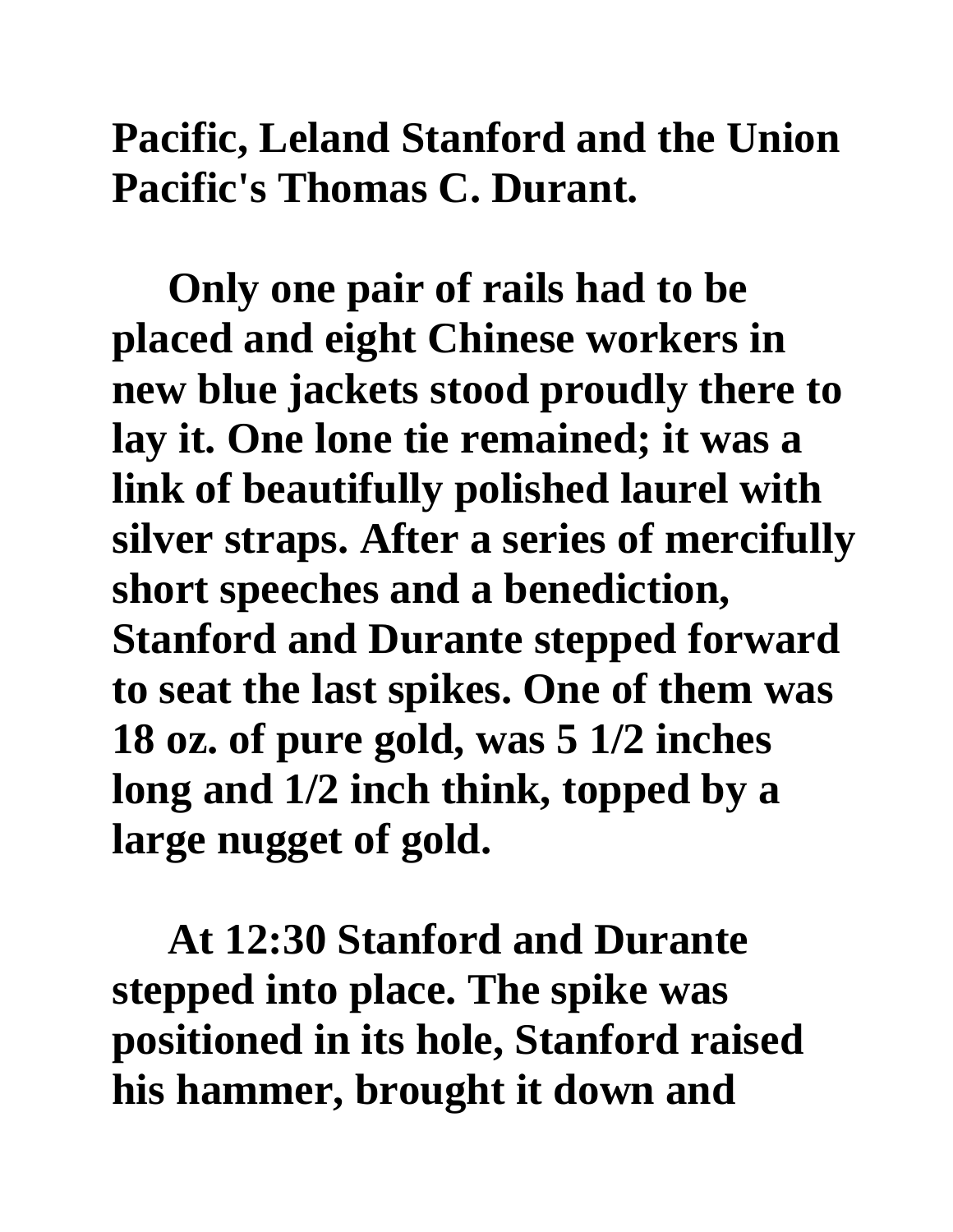**Pacific, Leland Stanford and the Union Pacific's Thomas C. Durant.**

**Only one pair of rails had to be placed and eight Chinese workers in new blue jackets stood proudly there to lay it. One lone tie remained; it was a link of beautifully polished laurel with silver straps. After a series of mercifully short speeches and a benediction, Stanford and Durante stepped forward to seat the last spikes. One of them was 18 oz. of pure gold, was 5 1/2 inches long and 1/2 inch think, topped by a large nugget of gold.**

**At 12:30 Stanford and Durante stepped into place. The spike was positioned in its hole, Stanford raised his hammer, brought it down and**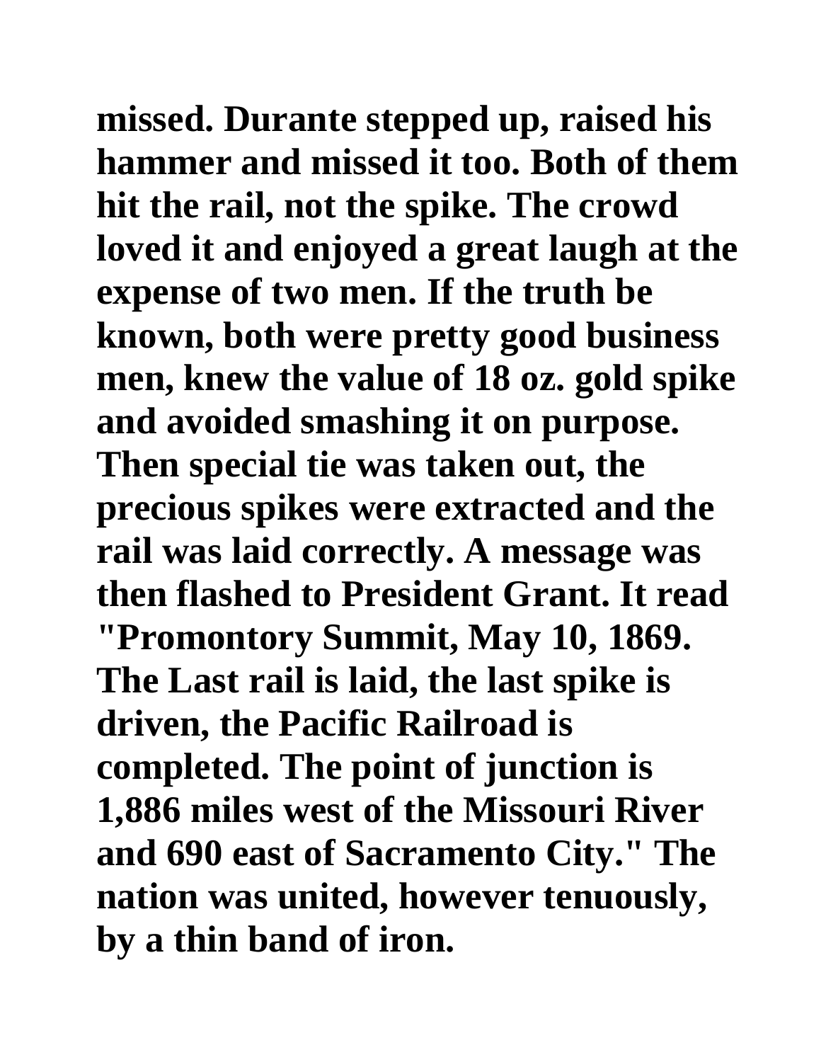**missed. Durante stepped up, raised his hammer and missed it too. Both of them hit the rail, not the spike. The crowd loved it and enjoyed a great laugh at the expense of two men. If the truth be known, both were pretty good business men, knew the value of 18 oz. gold spike and avoided smashing it on purpose. Then special tie was taken out, the precious spikes were extracted and the rail was laid correctly. A message was then flashed to President Grant. It read "Promontory Summit, May 10, 1869. The Last rail is laid, the last spike is driven, the Pacific Railroad is completed. The point of junction is 1,886 miles west of the Missouri River and 690 east of Sacramento City." The nation was united, however tenuously, by a thin band of iron.**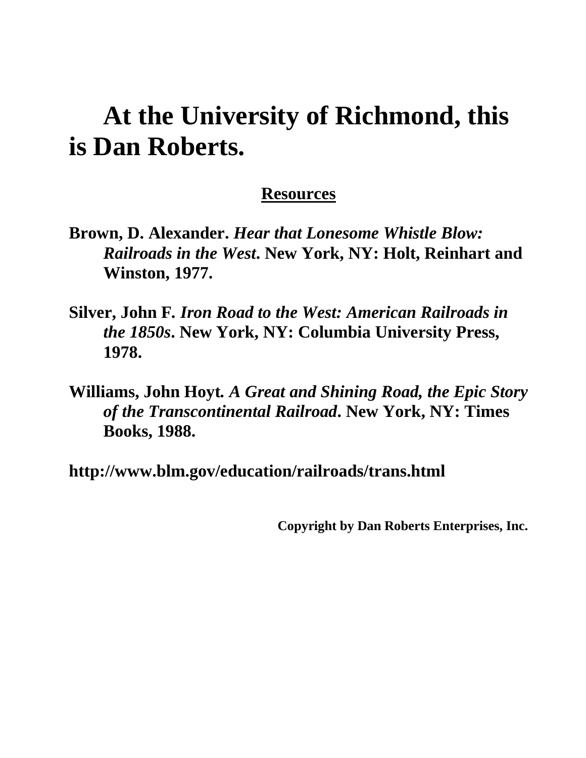**At the University of Richmond, this is Dan Roberts.**

## Resources

**Brown, D. Alexander. *Hear that Lonesome Whistle Blow: Railroads in the West.* New York, NY: Holt, Reinhart and Winston, 1977.**

**Silver, John F. *Iron Road to the West: American Railroads in the 1850s*. New York, NY: Columbia University Press, 1978.**

**Williams, John Hoyt. *A Great and Shining Road, the Epic Story of the Transcontinental Railroad*. New York, NY: Times Books, 1988.**

**http://www.blm.gov/education/railroads/trans.html**

**Copyright by Dan Roberts Enterprises, Inc.**